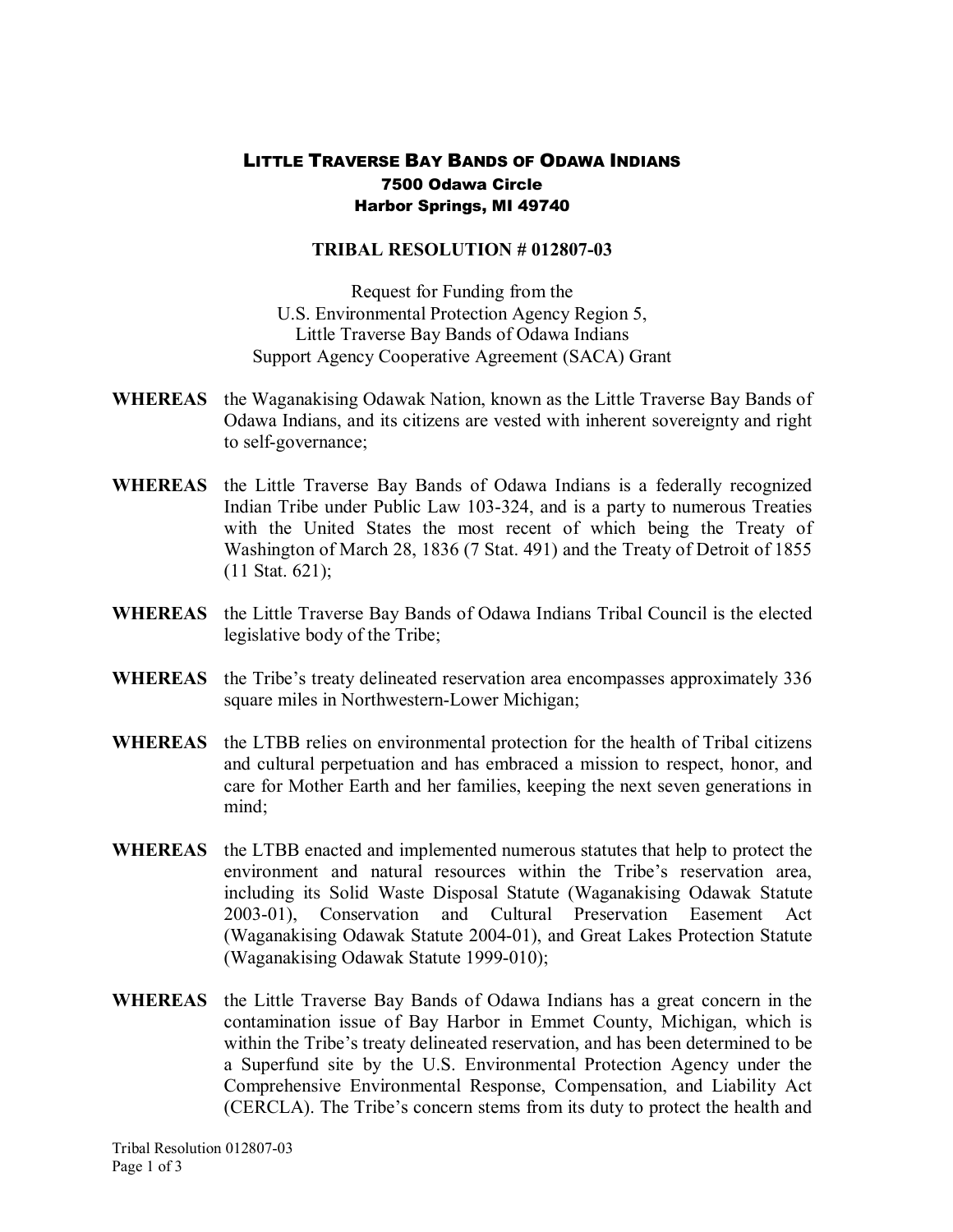# LITTLE TRAVERSE BAY BANDS OF ODAWA INDIANS
**7500 Odawa Circle**
**Harbor Springs, MI 49740**

## TRIBAL RESOLUTION # 012807-03

Request for Funding from the
U.S. Environmental Protection Agency Region 5,
Little Traverse Bay Bands of Odawa Indians
Support Agency Cooperative Agreement (SACA) Grant

**WHEREAS** the Waganakising Odawak Nation, known as the Little Traverse Bay Bands of Odawa Indians, and its citizens are vested with inherent sovereignty and right to self-governance;

**WHEREAS** the Little Traverse Bay Bands of Odawa Indians is a federally recognized Indian Tribe under Public Law 103-324, and is a party to numerous Treaties with the United States the most recent of which being the Treaty of Washington of March 28, 1836 (7 Stat. 491) and the Treaty of Detroit of 1855 (11 Stat. 621);

**WHEREAS** the Little Traverse Bay Bands of Odawa Indians Tribal Council is the elected legislative body of the Tribe;

**WHEREAS** the Tribe's treaty delineated reservation area encompasses approximately 336 square miles in Northwestern-Lower Michigan;

**WHEREAS** the LTBB relies on environmental protection for the health of Tribal citizens and cultural perpetuation and has embraced a mission to respect, honor, and care for Mother Earth and her families, keeping the next seven generations in mind;

**WHEREAS** the LTBB enacted and implemented numerous statutes that help to protect the environment and natural resources within the Tribe's reservation area, including its Solid Waste Disposal Statute (Waganakising Odawak Statute 2003-01), Conservation and Cultural Preservation Easement Act (Waganakising Odawak Statute 2004-01), and Great Lakes Protection Statute (Waganakising Odawak Statute 1999-010);

**WHEREAS** the Little Traverse Bay Bands of Odawa Indians has a great concern in the contamination issue of Bay Harbor in Emmet County, Michigan, which is within the Tribe's treaty delineated reservation, and has been determined to be a Superfund site by the U.S. Environmental Protection Agency under the Comprehensive Environmental Response, Compensation, and Liability Act (CERCLA). The Tribe's concern stems from its duty to protect the health and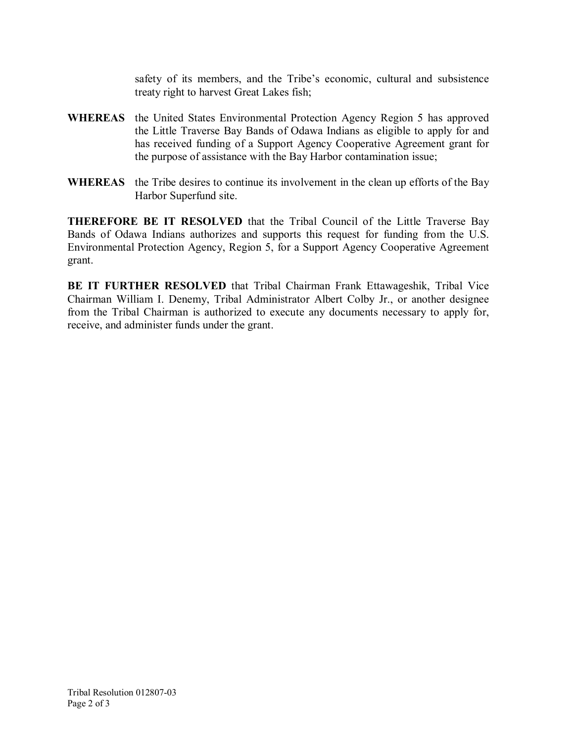safety of its members, and the Tribe's economic, cultural and subsistence treaty right to harvest Great Lakes fish;

**WHEREAS** the United States Environmental Protection Agency Region 5 has approved the Little Traverse Bay Bands of Odawa Indians as eligible to apply for and has received funding of a Support Agency Cooperative Agreement grant for the purpose of assistance with the Bay Harbor contamination issue;

**WHEREAS** the Tribe desires to continue its involvement in the clean up efforts of the Bay Harbor Superfund site.

**THEREFORE BE IT RESOLVED** that the Tribal Council of the Little Traverse Bay Bands of Odawa Indians authorizes and supports this request for funding from the U.S. Environmental Protection Agency, Region 5, for a Support Agency Cooperative Agreement grant.

**BE IT FURTHER RESOLVED** that Tribal Chairman Frank Ettawageshik, Tribal Vice Chairman William I. Denemy, Tribal Administrator Albert Colby Jr., or another designee from the Tribal Chairman is authorized to execute any documents necessary to apply for, receive, and administer funds under the grant.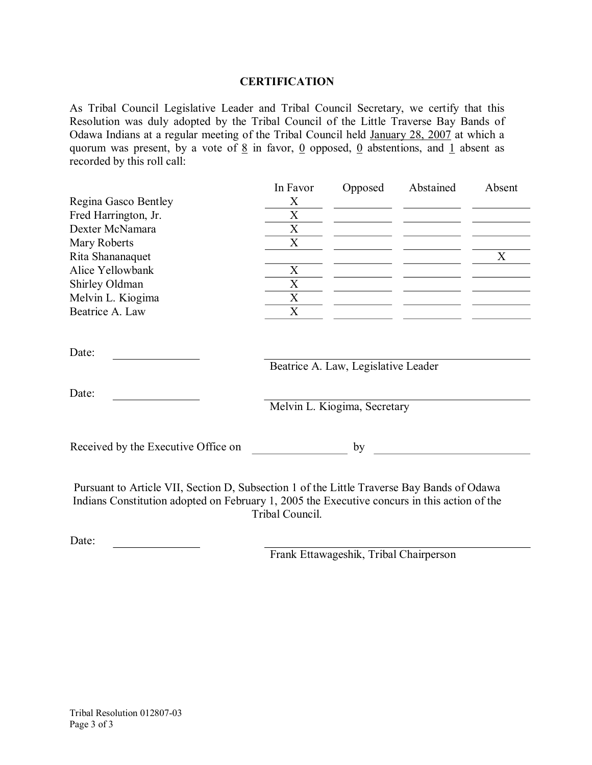## CERTIFICATION

As Tribal Council Legislative Leader and Tribal Council Secretary, we certify that this Resolution was duly adopted by the Tribal Council of the Little Traverse Bay Bands of Odawa Indians at a regular meeting of the Tribal Council held January 28, 2007 at which a quorum was present, by a vote of 8 in favor, 0 opposed, 0 abstentions, and 1 absent as recorded by this roll call:

| | In Favor | Opposed | Abstained | Absent |
|---|---|---|---|---|
| Regina Gasco Bentley | X | | | |
| Fred Harrington, Jr. | X | | | |
| Dexter McNamara | X | | | |
| Mary Roberts | X | | | |
| Rita Shananaquet | | | | X |
| Alice Yellowbank | X | | | |
| Shirley Oldman | X | | | |
| Melvin L. Kiogima | X | | | |
| Beatrice A. Law | X | | | |

Date: _______________ _______________________________
Beatrice A. Law, Legislative Leader

Date: _______________ _______________________________
Melvin L. Kiogima, Secretary

Received by the Executive Office on _______________ by _______________________

Pursuant to Article VII, Section D, Subsection 1 of the Little Traverse Bay Bands of Odawa Indians Constitution adopted on February 1, 2005 the Executive concurs in this action of the Tribal Council.

Date: _______________ _______________________________
Frank Ettawageshik, Tribal Chairperson

Tribal Resolution 012807-03